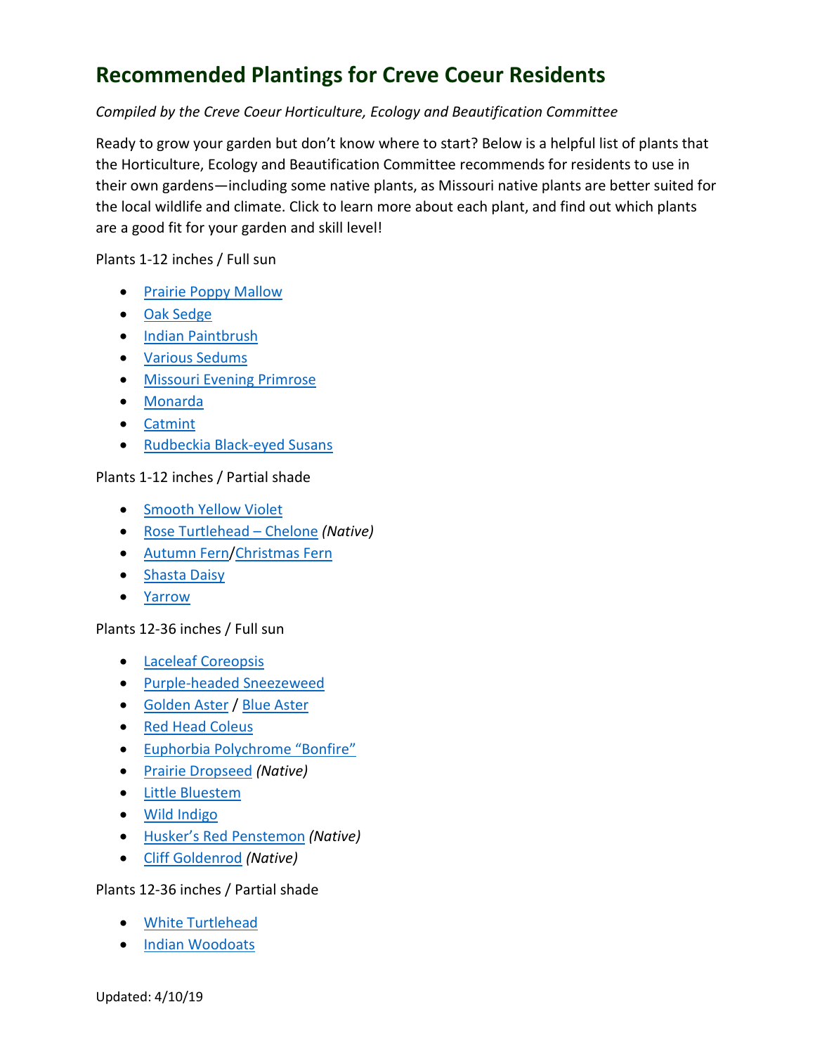# Recommended Plantings for Creve Coeur Residents

*Compiled by the Creve Coeur Horticulture, Ecology and Beautification Committee*

Ready to grow your garden but don't know where to start? Below is a helpful list of plants that the Horticulture, Ecology and Beautification Committee recommends for residents to use in their own gardens—including some native plants, as Missouri native plants are better suited for the local wildlife and climate. Click to learn more about each plant, and find out which plants are a good fit for your garden and skill level!

Plants 1-12 inches / Full sun

- Prairie Poppy Mallow
- Oak Sedge
- Indian Paintbrush
- Various Sedums
- Missouri Evening Primrose
- Monarda
- Catmint
- Rudbeckia Black-eyed Susans

Plants 1-12 inches / Partial shade

- Smooth Yellow Violet
- Rose Turtlehead – Chelone *(Native)*
- Autumn Fern/Christmas Fern
- Shasta Daisy
- Yarrow

Plants 12-36 inches / Full sun

- Laceleaf Coreopsis
- Purple-headed Sneezeweed
- Golden Aster / Blue Aster
- Red Head Coleus
- Euphorbia Polychrome "Bonfire"
- Prairie Dropseed *(Native)*
- Little Bluestem
- Wild Indigo
- Husker's Red Penstemon *(Native)*
- Cliff Goldenrod *(Native)*

Plants 12-36 inches / Partial shade

- White Turtlehead
- Indian Woodoats

Updated: 4/10/19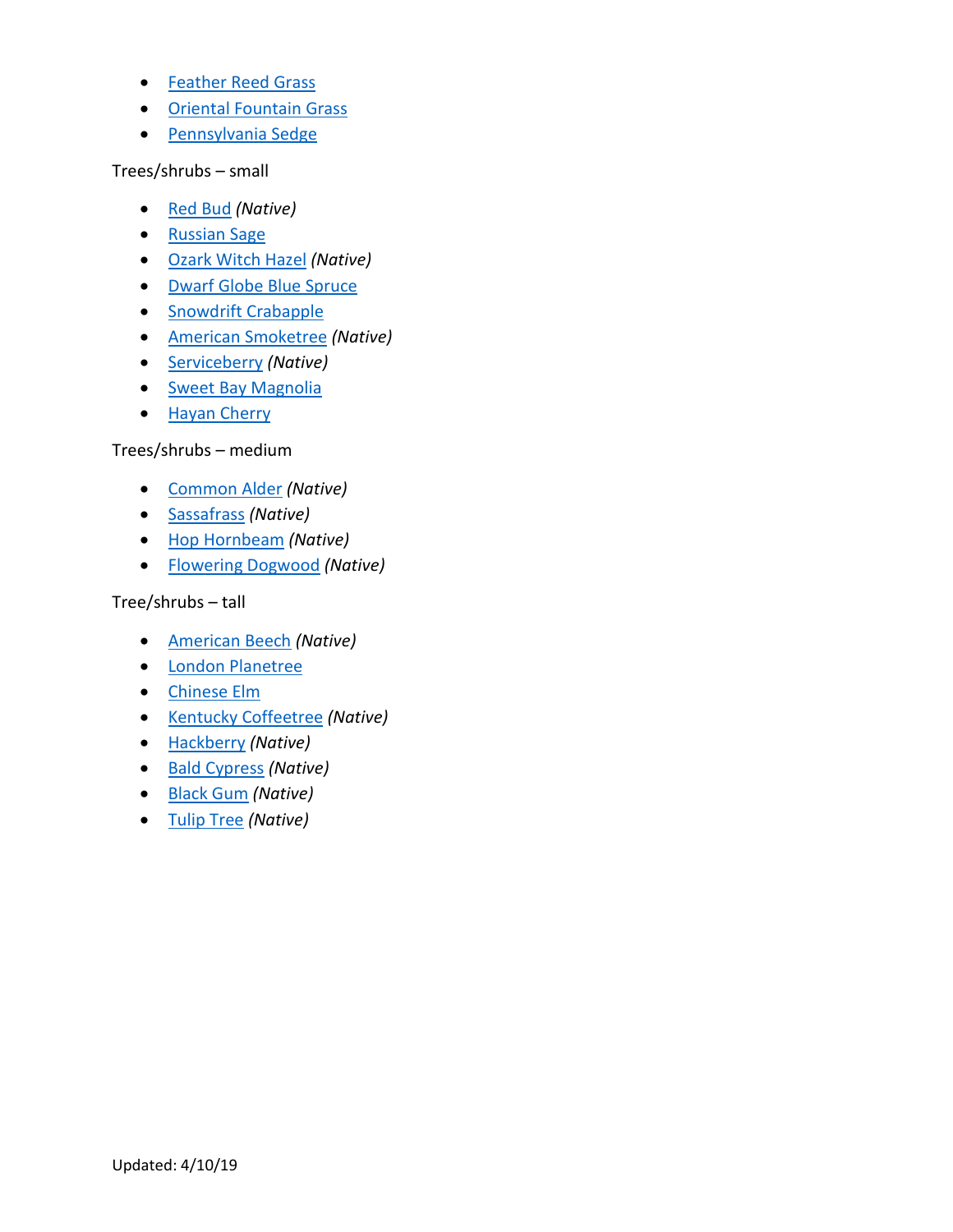- Feather Reed Grass
- Oriental Fountain Grass
- Pennsylvania Sedge

Trees/shrubs – small

- Red Bud *(Native)*
- Russian Sage
- Ozark Witch Hazel *(Native)*
- Dwarf Globe Blue Spruce
- Snowdrift Crabapple
- American Smoketree *(Native)*
- Serviceberry *(Native)*
- Sweet Bay Magnolia
- Hayan Cherry

Trees/shrubs – medium

- Common Alder *(Native)*
- Sassafrass *(Native)*
- Hop Hornbeam *(Native)*
- Flowering Dogwood *(Native)*

Tree/shrubs – tall

- American Beech *(Native)*
- London Planetree
- Chinese Elm
- Kentucky Coffeetree *(Native)*
- Hackberry *(Native)*
- Bald Cypress *(Native)*
- Black Gum *(Native)*
- Tulip Tree *(Native)*

Updated: 4/10/19